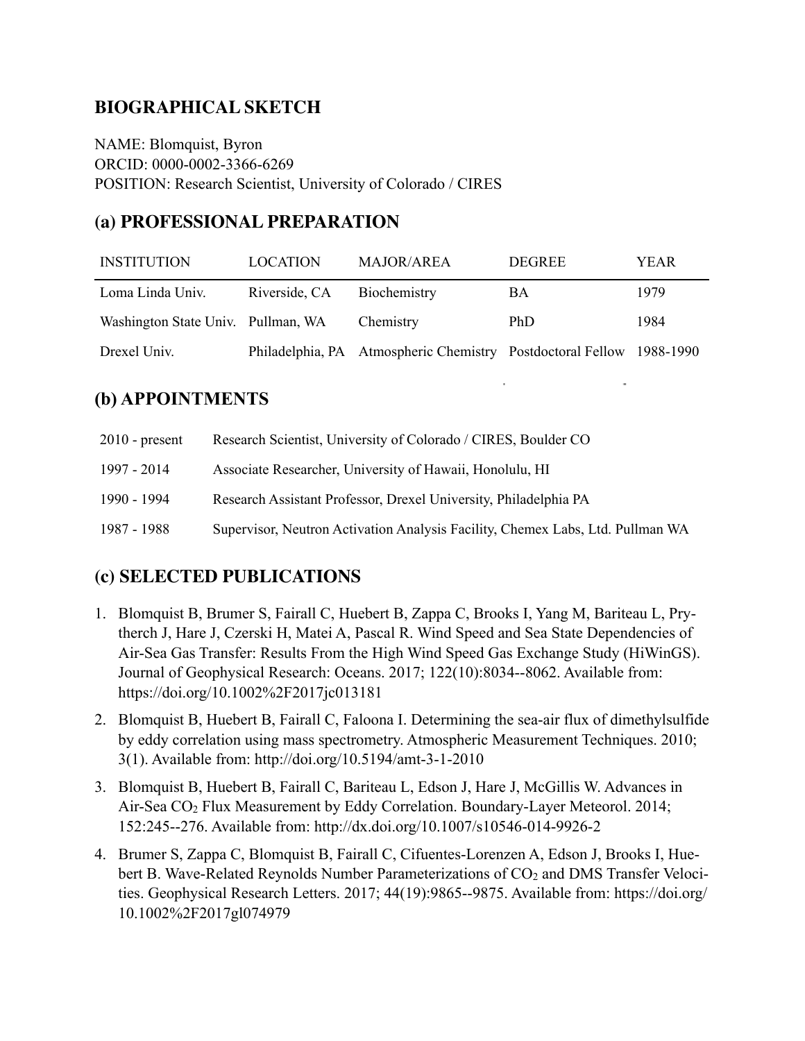# BIOGRAPHICAL SKETCH

NAME: Blomquist, Byron
ORCID: 0000-0002-3366-6269
POSITION: Research Scientist, University of Colorado / CIRES

## (a) PROFESSIONAL PREPARATION

| INSTITUTION | LOCATION | MAJOR/AREA | DEGREE | YEAR |
|---|---|---|---|---|
| Loma Linda Univ. | Riverside, CA | Biochemistry | BA | 1979 |
| Washington State Univ. | Pullman, WA | Chemistry | PhD | 1984 |
| Drexel Univ. | Philadelphia, PA | Atmospheric Chemistry | Postdoctoral Fellow | 1988-1990 |

## (b) APPOINTMENTS

| | |
|---|---|
| 2010 - present | Research Scientist, University of Colorado / CIRES, Boulder CO |
| 1997 - 2014 | Associate Researcher, University of Hawaii, Honolulu, HI |
| 1990 - 1994 | Research Assistant Professor, Drexel University, Philadelphia PA |
| 1987 - 1988 | Supervisor, Neutron Activation Analysis Facility, Chemex Labs, Ltd. Pullman WA |

## (c) SELECTED PUBLICATIONS

1. Blomquist B, Brumer S, Fairall C, Huebert B, Zappa C, Brooks I, Yang M, Bariteau L, Prytherch J, Hare J, Czerski H, Matei A, Pascal R. Wind Speed and Sea State Dependencies of Air-Sea Gas Transfer: Results From the High Wind Speed Gas Exchange Study (HiWinGS). Journal of Geophysical Research: Oceans. 2017; 122(10):8034--8062. Available from: https://doi.org/10.1002%2F2017jc013181
2. Blomquist B, Huebert B, Fairall C, Faloona I. Determining the sea-air flux of dimethylsulfide by eddy correlation using mass spectrometry. Atmospheric Measurement Techniques. 2010; 3(1). Available from: http://doi.org/10.5194/amt-3-1-2010
3. Blomquist B, Huebert B, Fairall C, Bariteau L, Edson J, Hare J, McGillis W. Advances in Air-Sea $CO_2$ Flux Measurement by Eddy Correlation. Boundary-Layer Meteorol. 2014; 152:245--276. Available from: http://dx.doi.org/10.1007/s10546-014-9926-2
4. Brumer S, Zappa C, Blomquist B, Fairall C, Cifuentes-Lorenzen A, Edson J, Brooks I, Huebert B. Wave-Related Reynolds Number Parameterizations of $CO_2$ and DMS Transfer Velocities. Geophysical Research Letters. 2017; 44(19):9865--9875. Available from: https://doi.org/10.1002%2F2017gl074979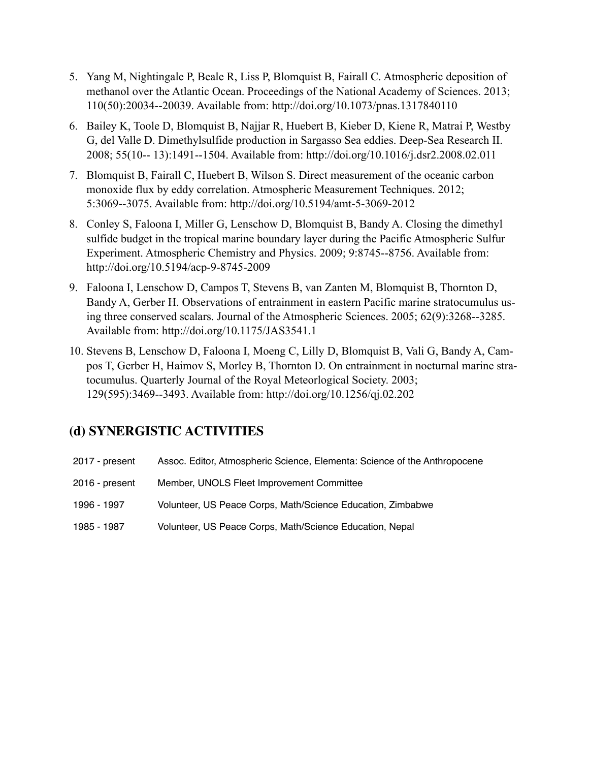5. Yang M, Nightingale P, Beale R, Liss P, Blomquist B, Fairall C. Atmospheric deposition of methanol over the Atlantic Ocean. Proceedings of the National Academy of Sciences. 2013; 110(50):20034--20039. Available from: http://doi.org/10.1073/pnas.1317840110
6. Bailey K, Toole D, Blomquist B, Najjar R, Huebert B, Kieber D, Kiene R, Matrai P, Westby G, del Valle D. Dimethylsulfide production in Sargasso Sea eddies. Deep-Sea Research II. 2008; 55(10-- 13):1491--1504. Available from: http://doi.org/10.1016/j.dsr2.2008.02.011
7. Blomquist B, Fairall C, Huebert B, Wilson S. Direct measurement of the oceanic carbon monoxide flux by eddy correlation. Atmospheric Measurement Techniques. 2012; 5:3069--3075. Available from: http://doi.org/10.5194/amt-5-3069-2012
8. Conley S, Faloona I, Miller G, Lenschow D, Blomquist B, Bandy A. Closing the dimethyl sulfide budget in the tropical marine boundary layer during the Pacific Atmospheric Sulfur Experiment. Atmospheric Chemistry and Physics. 2009; 9:8745--8756. Available from: http://doi.org/10.5194/acp-9-8745-2009
9. Faloona I, Lenschow D, Campos T, Stevens B, van Zanten M, Blomquist B, Thornton D, Bandy A, Gerber H. Observations of entrainment in eastern Pacific marine stratocumulus using three conserved scalars. Journal of the Atmospheric Sciences. 2005; 62(9):3268--3285. Available from: http://doi.org/10.1175/JAS3541.1
10. Stevens B, Lenschow D, Faloona I, Moeng C, Lilly D, Blomquist B, Vali G, Bandy A, Campos T, Gerber H, Haimov S, Morley B, Thornton D. On entrainment in nocturnal marine stratocumulus. Quarterly Journal of the Royal Meteorlogical Society. 2003; 129(595):3469--3493. Available from: http://doi.org/10.1256/qj.02.202

## (d) SYNERGISTIC ACTIVITIES

| | |
|---|---|
| 2017 - present | Assoc. Editor, Atmospheric Science, Elementa: Science of the Anthropocene |
| 2016 - present | Member, UNOLS Fleet Improvement Committee |
| 1996 - 1997 | Volunteer, US Peace Corps, Math/Science Education, Zimbabwe |
| 1985 - 1987 | Volunteer, US Peace Corps, Math/Science Education, Nepal |